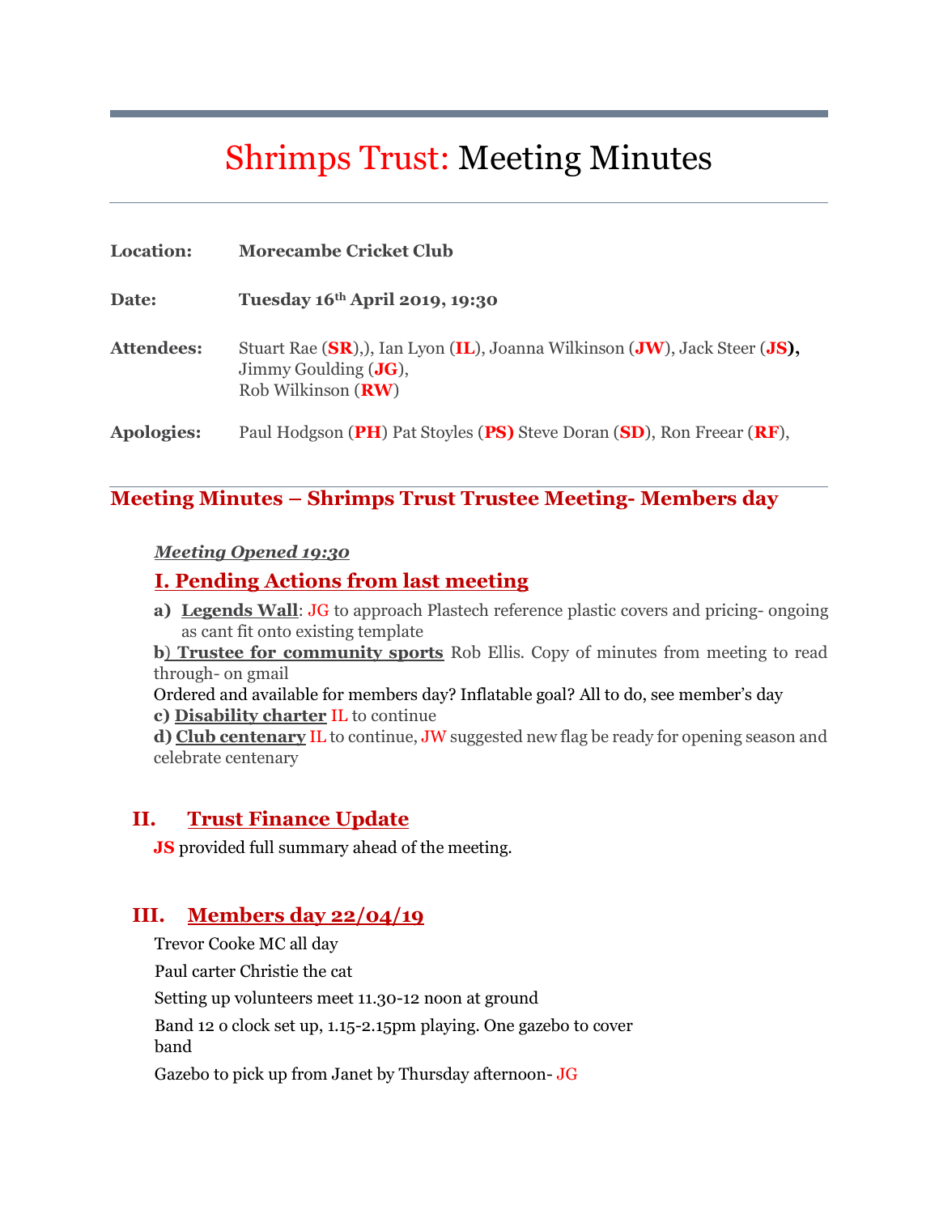# Shrimps Trust: Meeting Minutes

**Location:** **Morecambe Cricket Club**

**Date:** **Tuesday 16th April 2019, 19:30**

**Attendees:** Stuart Rae (**SR**),), Ian Lyon (**IL**), Joanna Wilkinson (**JW**), Jack Steer (**JS**), Jimmy Goulding (**JG**), Rob Wilkinson (**RW**)

**Apologies:** Paul Hodgson (**PH**) Pat Stoyles (**PS**) Steve Doran (**SD**), Ron Freear (**RF**),

## Meeting Minutes – Shrimps Trust Trustee Meeting- Members day

***Meeting Opened 19:30***

### I. Pending Actions from last meeting

**a)** **Legends Wall**: JG to approach Plastech reference plastic covers and pricing- ongoing as cant fit onto existing template

**b) Trustee for community sports** Rob Ellis. Copy of minutes from meeting to read through- on gmail

Ordered and available for members day? Inflatable goal? All to do, see member's day

**c) Disability charter** IL to continue

**d) Club centenary** IL to continue, JW suggested new flag be ready for opening season and celebrate centenary

### II. Trust Finance Update

**JS** provided full summary ahead of the meeting.

### III. Members day 22/04/19

Trevor Cooke MC all day

Paul carter Christie the cat

Setting up volunteers meet 11.30-12 noon at ground

Band 12 o clock set up, 1.15-2.15pm playing. One gazebo to cover band

Gazebo to pick up from Janet by Thursday afternoon- JG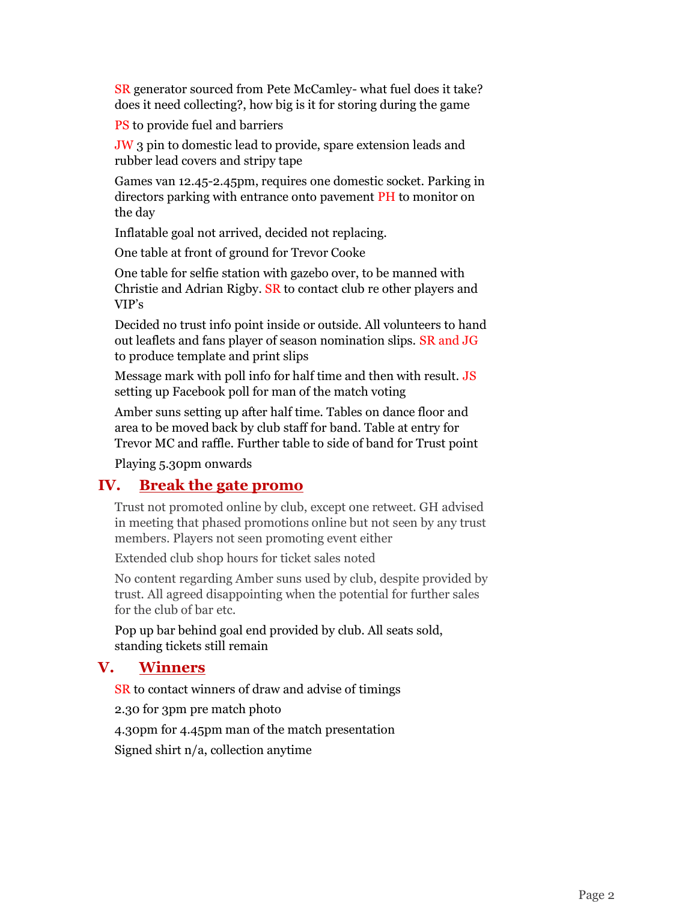SR generator sourced from Pete McCamley- what fuel does it take? does it need collecting?, how big is it for storing during the game

PS to provide fuel and barriers

JW 3 pin to domestic lead to provide, spare extension leads and rubber lead covers and stripy tape

Games van 12.45-2.45pm, requires one domestic socket. Parking in directors parking with entrance onto pavement PH to monitor on the day

Inflatable goal not arrived, decided not replacing.

One table at front of ground for Trevor Cooke

One table for selfie station with gazebo over, to be manned with Christie and Adrian Rigby. SR to contact club re other players and VIP's

Decided no trust info point inside or outside. All volunteers to hand out leaflets and fans player of season nomination slips. SR and JG to produce template and print slips

Message mark with poll info for half time and then with result. JS setting up Facebook poll for man of the match voting

Amber suns setting up after half time. Tables on dance floor and area to be moved back by club staff for band. Table at entry for Trevor MC and raffle. Further table to side of band for Trust point

Playing 5.30pm onwards

## IV. Break the gate promo

Trust not promoted online by club, except one retweet. GH advised in meeting that phased promotions online but not seen by any trust members. Players not seen promoting event either

Extended club shop hours for ticket sales noted

No content regarding Amber suns used by club, despite provided by trust. All agreed disappointing when the potential for further sales for the club of bar etc.

Pop up bar behind goal end provided by club. All seats sold, standing tickets still remain

## V. Winners

SR to contact winners of draw and advise of timings

2.30 for 3pm pre match photo

4.30pm for 4.45pm man of the match presentation

Signed shirt n/a, collection anytime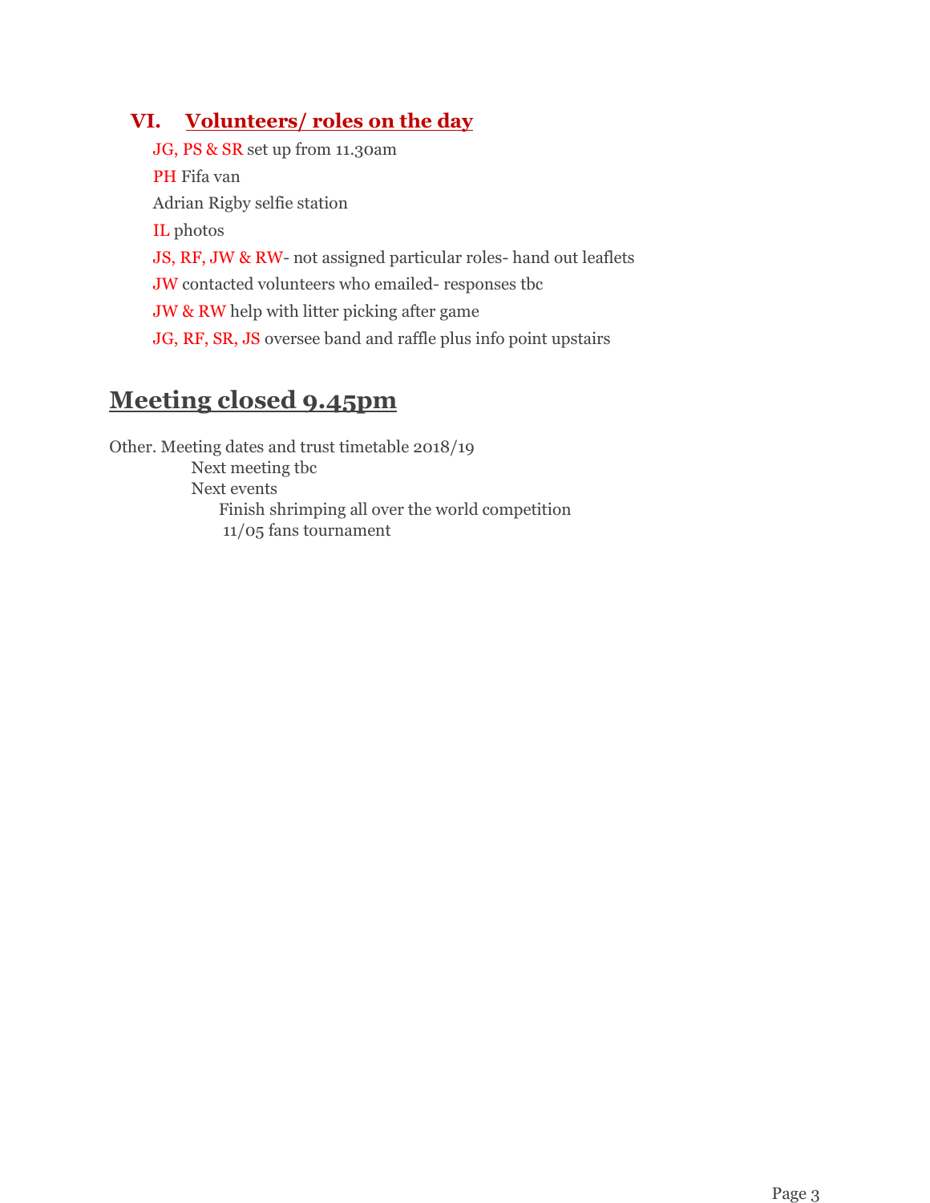## VI. Volunteers/ roles on the day

JG, PS & SR set up from 11.30am

PH Fifa van

Adrian Rigby selfie station

IL photos

JS, RF, JW & RW- not assigned particular roles- hand out leaflets

JW contacted volunteers who emailed- responses tbc

JW & RW help with litter picking after game

JG, RF, SR, JS oversee band and raffle plus info point upstairs

# Meeting closed 9.45pm

Other. Meeting dates and trust timetable 2018/19

- Next meeting tbc
- Next events
  - Finish shrimping all over the world competition
  - 11/05 fans tournament